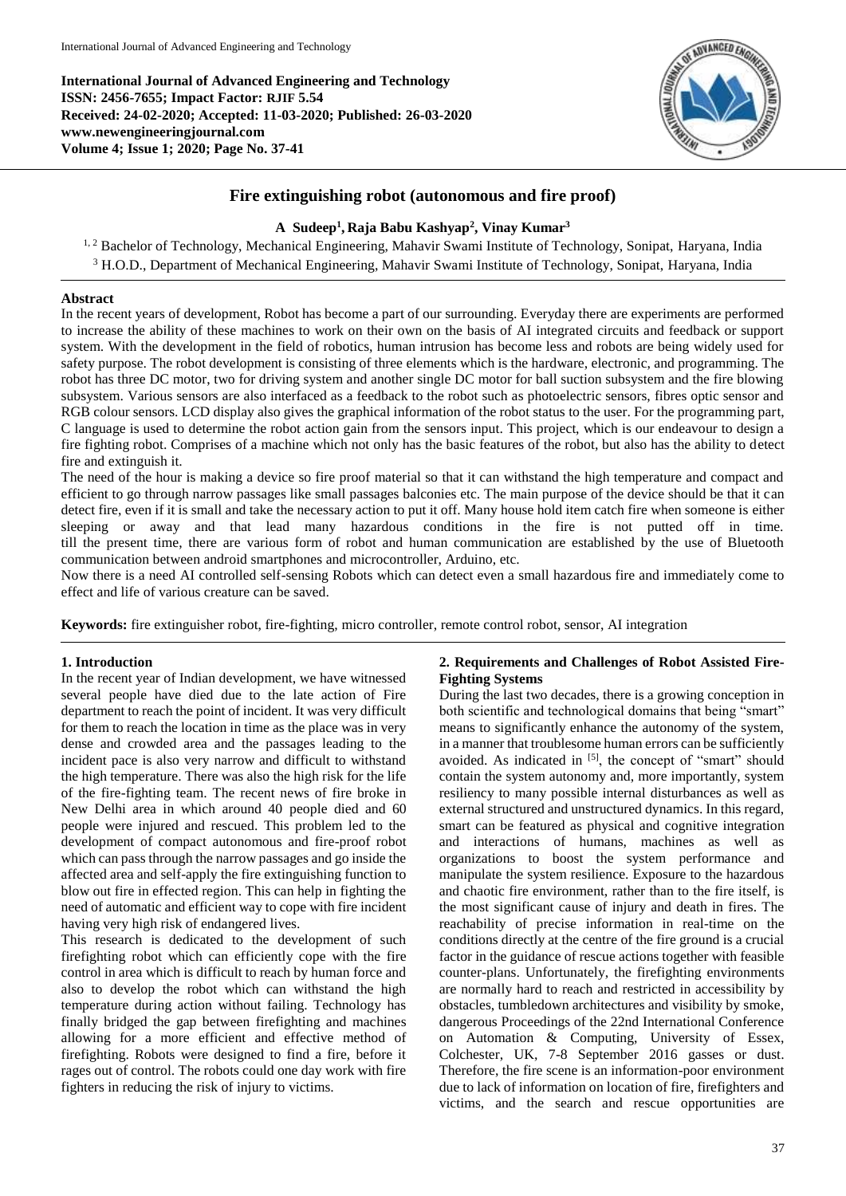**International Journal of Advanced Engineering and Technology**
**ISSN: 2456-7655; Impact Factor: RJIF 5.54**
**Received: 24-02-2020; Accepted: 11-03-2020; Published: 26-03-2020**
**www.newengineeringjournal.com**
**Volume 4; Issue 1; 2020; Page No. 37-41**

# Fire extinguishing robot (autonomous and fire proof)

**A Sudeep[1], Raja Babu Kashyap[2], Vinay Kumar[3]**

[1, 2] Bachelor of Technology, Mechanical Engineering, Mahavir Swami Institute of Technology, Sonipat, Haryana, India
[3] H.O.D., Department of Mechanical Engineering, Mahavir Swami Institute of Technology, Sonipat, Haryana, India

## Abstract

In the recent years of development, Robot has become a part of our surrounding. Everyday there are experiments are performed to increase the ability of these machines to work on their own on the basis of AI integrated circuits and feedback or support system. With the development in the field of robotics, human intrusion has become less and robots are being widely used for safety purpose. The robot development is consisting of three elements which is the hardware, electronic, and programming. The robot has three DC motor, two for driving system and another single DC motor for ball suction subsystem and the fire blowing subsystem. Various sensors are also interfaced as a feedback to the robot such as photoelectric sensors, fibres optic sensor and RGB colour sensors. LCD display also gives the graphical information of the robot status to the user. For the programming part, C language is used to determine the robot action gain from the sensors input. This project, which is our endeavour to design a fire fighting robot. Comprises of a machine which not only has the basic features of the robot, but also has the ability to detect fire and extinguish it.

The need of the hour is making a device so fire proof material so that it can withstand the high temperature and compact and efficient to go through narrow passages like small passages balconies etc. The main purpose of the device should be that it can detect fire, even if it is small and take the necessary action to put it off. Many house hold item catch fire when someone is either sleeping or away and that lead many hazardous conditions in the fire is not putted off in time. till the present time, there are various form of robot and human communication are established by the use of Bluetooth communication between android smartphones and microcontroller, Arduino, etc.

Now there is a need AI controlled self-sensing Robots which can detect even a small hazardous fire and immediately come to effect and life of various creature can be saved.

**Keywords:** fire extinguisher robot, fire-fighting, micro controller, remote control robot, sensor, AI integration

## 1. Introduction

In the recent year of Indian development, we have witnessed several people have died due to the late action of Fire department to reach the point of incident. It was very difficult for them to reach the location in time as the place was in very dense and crowded area and the passages leading to the incident pace is also very narrow and difficult to withstand the high temperature. There was also the high risk for the life of the fire-fighting team. The recent news of fire broke in New Delhi area in which around 40 people died and 60 people were injured and rescued. This problem led to the development of compact autonomous and fire-proof robot which can pass through the narrow passages and go inside the affected area and self-apply the fire extinguishing function to blow out fire in effected region. This can help in fighting the need of automatic and efficient way to cope with fire incident having very high risk of endangered lives.

This research is dedicated to the development of such firefighting robot which can efficiently cope with the fire control in area which is difficult to reach by human force and also to develop the robot which can withstand the high temperature during action without failing. Technology has finally bridged the gap between firefighting and machines allowing for a more efficient and effective method of firefighting. Robots were designed to find a fire, before it rages out of control. The robots could one day work with fire fighters in reducing the risk of injury to victims.

## 2. Requirements and Challenges of Robot Assisted Fire-Fighting Systems

During the last two decades, there is a growing conception in both scientific and technological domains that being "smart" means to significantly enhance the autonomy of the system, in a manner that troublesome human errors can be sufficiently avoided. As indicated in [5], the concept of "smart" should contain the system autonomy and, more importantly, system resiliency to many possible internal disturbances as well as external structured and unstructured dynamics. In this regard, smart can be featured as physical and cognitive integration and interactions of humans, machines as well as organizations to boost the system performance and manipulate the system resilience. Exposure to the hazardous and chaotic fire environment, rather than to the fire itself, is the most significant cause of injury and death in fires. The reachability of precise information in real-time on the conditions directly at the centre of the fire ground is a crucial factor in the guidance of rescue actions together with feasible counter-plans. Unfortunately, the firefighting environments are normally hard to reach and restricted in accessibility by obstacles, tumbledown architectures and visibility by smoke, dangerous Proceedings of the 22nd International Conference on Automation & Computing, University of Essex, Colchester, UK, 7-8 September 2016 gasses or dust. Therefore, the fire scene is an information-poor environment due to lack of information on location of fire, firefighters and victims, and the search and rescue opportunities are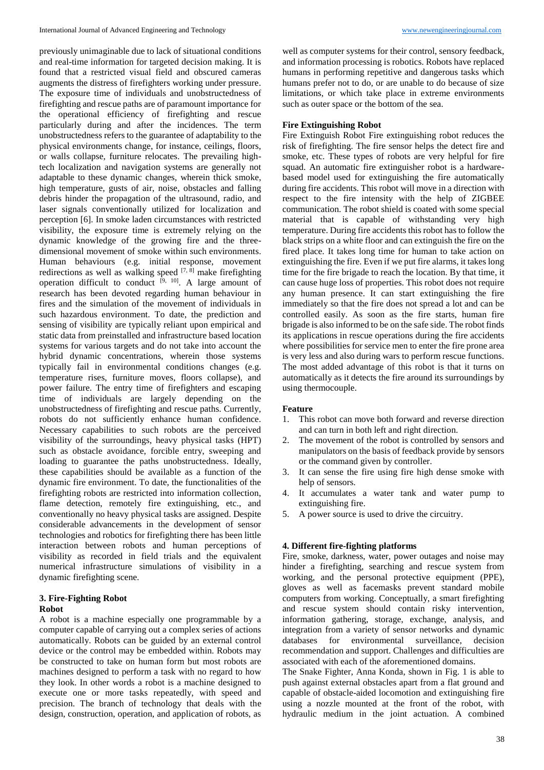previously unimaginable due to lack of situational conditions and real-time information for targeted decision making. It is found that a restricted visual field and obscured cameras augments the distress of firefighters working under pressure. The exposure time of individuals and unobstructedness of firefighting and rescue paths are of paramount importance for the operational efficiency of firefighting and rescue particularly during and after the incidences. The term unobstructedness refers to the guarantee of adaptability to the physical environments change, for instance, ceilings, floors, or walls collapse, furniture relocates. The prevailing high-tech localization and navigation systems are generally not adaptable to these dynamic changes, wherein thick smoke, high temperature, gusts of air, noise, obstacles and falling debris hinder the propagation of the ultrasound, radio, and laser signals conventionally utilized for localization and perception [6]. In smoke laden circumstances with restricted visibility, the exposure time is extremely relying on the dynamic knowledge of the growing fire and the three-dimensional movement of smoke within such environments. Human behaviours (e.g. initial response, movement redirections as well as walking speed [7, 8] make firefighting operation difficult to conduct [9, 10]. A large amount of research has been devoted regarding human behaviour in fires and the simulation of the movement of individuals in such hazardous environment. To date, the prediction and sensing of visibility are typically reliant upon empirical and static data from preinstalled and infrastructure based location systems for various targets and do not take into account the hybrid dynamic concentrations, wherein those systems typically fail in environmental conditions changes (e.g. temperature rises, furniture moves, floors collapse), and power failure. The entry time of firefighters and escaping time of individuals are largely depending on the unobstructedness of firefighting and rescue paths. Currently, robots do not sufficiently enhance human confidence. Necessary capabilities to such robots are the perceived visibility of the surroundings, heavy physical tasks (HPT) such as obstacle avoidance, forcible entry, sweeping and loading to guarantee the paths unobstructedness. Ideally, these capabilities should be available as a function of the dynamic fire environment. To date, the functionalities of the firefighting robots are restricted into information collection, flame detection, remotely fire extinguishing, etc., and conventionally no heavy physical tasks are assigned. Despite considerable advancements in the development of sensor technologies and robotics for firefighting there has been little interaction between robots and human perceptions of visibility as recorded in field trials and the equivalent numerical infrastructure simulations of visibility in a dynamic firefighting scene.

## 3. Fire-Fighting Robot

### Robot

A robot is a machine especially one programmable by a computer capable of carrying out a complex series of actions automatically. Robots can be guided by an external control device or the control may be embedded within. Robots may be constructed to take on human form but most robots are machines designed to perform a task with no regard to how they look. In other words a robot is a machine designed to execute one or more tasks repeatedly, with speed and precision. The branch of technology that deals with the design, construction, operation, and application of robots, as well as computer systems for their control, sensory feedback, and information processing is robotics. Robots have replaced humans in performing repetitive and dangerous tasks which humans prefer not to do, or are unable to do because of size limitations, or which take place in extreme environments such as outer space or the bottom of the sea.

### Fire Extinguishing Robot

Fire Extinguish Robot Fire extinguishing robot reduces the risk of firefighting. The fire sensor helps the detect fire and smoke, etc. These types of robots are very helpful for fire squad. An automatic fire extinguisher robot is a hardware-based model used for extinguishing the fire automatically during fire accidents. This robot will move in a direction with respect to the fire intensity with the help of ZIGBEE communication. The robot shield is coated with some special material that is capable of withstanding very high temperature. During fire accidents this robot has to follow the black strips on a white floor and can extinguish the fire on the fired place. It takes long time for human to take action on extinguishing the fire. Even if we put fire alarms, it takes long time for the fire brigade to reach the location. By that time, it can cause huge loss of properties. This robot does not require any human presence. It can start extinguishing the fire immediately so that the fire does not spread a lot and can be controlled easily. As soon as the fire starts, human fire brigade is also informed to be on the safe side. The robot finds its applications in rescue operations during the fire accidents where possibilities for service men to enter the fire prone area is very less and also during wars to perform rescue functions. The most added advantage of this robot is that it turns on automatically as it detects the fire around its surroundings by using thermocouple.

### Feature

1. This robot can move both forward and reverse direction and can turn in both left and right direction.
2. The movement of the robot is controlled by sensors and manipulators on the basis of feedback provide by sensors or the command given by controller.
3. It can sense the fire using fire high dense smoke with help of sensors.
4. It accumulates a water tank and water pump to extinguishing fire.
5. A power source is used to drive the circuitry.

## 4. Different fire-fighting platforms

Fire, smoke, darkness, water, power outages and noise may hinder a firefighting, searching and rescue system from working, and the personal protective equipment (PPE), gloves as well as facemasks prevent standard mobile computers from working. Conceptually, a smart firefighting and rescue system should contain risky intervention, information gathering, storage, exchange, analysis, and integration from a variety of sensor networks and dynamic databases for environmental surveillance, decision recommendation and support. Challenges and difficulties are associated with each of the aforementioned domains.

The Snake Fighter, Anna Konda, shown in Fig. 1 is able to push against external obstacles apart from a flat ground and capable of obstacle-aided locomotion and extinguishing fire using a nozzle mounted at the front of the robot, with hydraulic medium in the joint actuation. A combined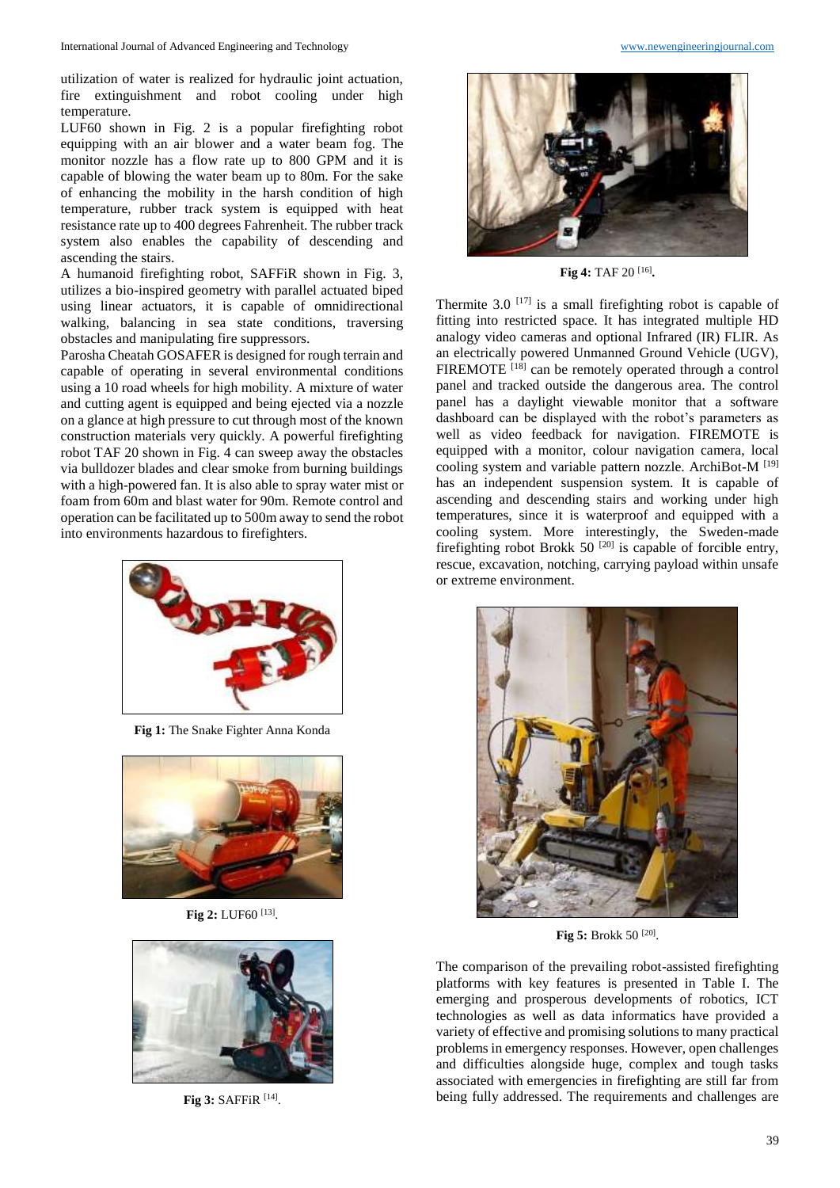utilization of water is realized for hydraulic joint actuation, fire extinguishment and robot cooling under high temperature.

LUF60 shown in Fig. 2 is a popular firefighting robot equipping with an air blower and a water beam fog. The monitor nozzle has a flow rate up to 800 GPM and it is capable of blowing the water beam up to 80m. For the sake of enhancing the mobility in the harsh condition of high temperature, rubber track system is equipped with heat resistance rate up to 400 degrees Fahrenheit. The rubber track system also enables the capability of descending and ascending the stairs.

A humanoid firefighting robot, SAFFiR shown in Fig. 3, utilizes a bio-inspired geometry with parallel actuated biped using linear actuators, it is capable of omnidirectional walking, balancing in sea state conditions, traversing obstacles and manipulating fire suppressors.

Parosha Cheatah GOSAFER is designed for rough terrain and capable of operating in several environmental conditions using a 10 road wheels for high mobility. A mixture of water and cutting agent is equipped and being ejected via a nozzle on a glance at high pressure to cut through most of the known construction materials very quickly. A powerful firefighting robot TAF 20 shown in Fig. 4 can sweep away the obstacles via bulldozer blades and clear smoke from burning buildings with a high-powered fan. It is also able to spray water mist or foam from 60m and blast water for 90m. Remote control and operation can be facilitated up to 500m away to send the robot into environments hazardous to firefighters.

**Fig 1:** The Snake Fighter Anna Konda

**Fig 2:** LUF60 [13].

**Fig 3:** SAFFiR [14].

**Fig 4:** TAF 20 [16].

Thermite 3.0 [17] is a small firefighting robot is capable of fitting into restricted space. It has integrated multiple HD analogy video cameras and optional Infrared (IR) FLIR. As an electrically powered Unmanned Ground Vehicle (UGV), FIREMOTE [18] can be remotely operated through a control panel and tracked outside the dangerous area. The control panel has a daylight viewable monitor that a software dashboard can be displayed with the robot's parameters as well as video feedback for navigation. FIREMOTE is equipped with a monitor, colour navigation camera, local cooling system and variable pattern nozzle. ArchiBot-M [19] has an independent suspension system. It is capable of ascending and descending stairs and working under high temperatures, since it is waterproof and equipped with a cooling system. More interestingly, the Sweden-made firefighting robot Brokk 50 [20] is capable of forcible entry, rescue, excavation, notching, carrying payload within unsafe or extreme environment.

**Fig 5:** Brokk 50 [20].

The comparison of the prevailing robot-assisted firefighting platforms with key features is presented in Table I. The emerging and prosperous developments of robotics, ICT technologies as well as data informatics have provided a variety of effective and promising solutions to many practical problems in emergency responses. However, open challenges and difficulties alongside huge, complex and tough tasks associated with emergencies in firefighting are still far from being fully addressed. The requirements and challenges are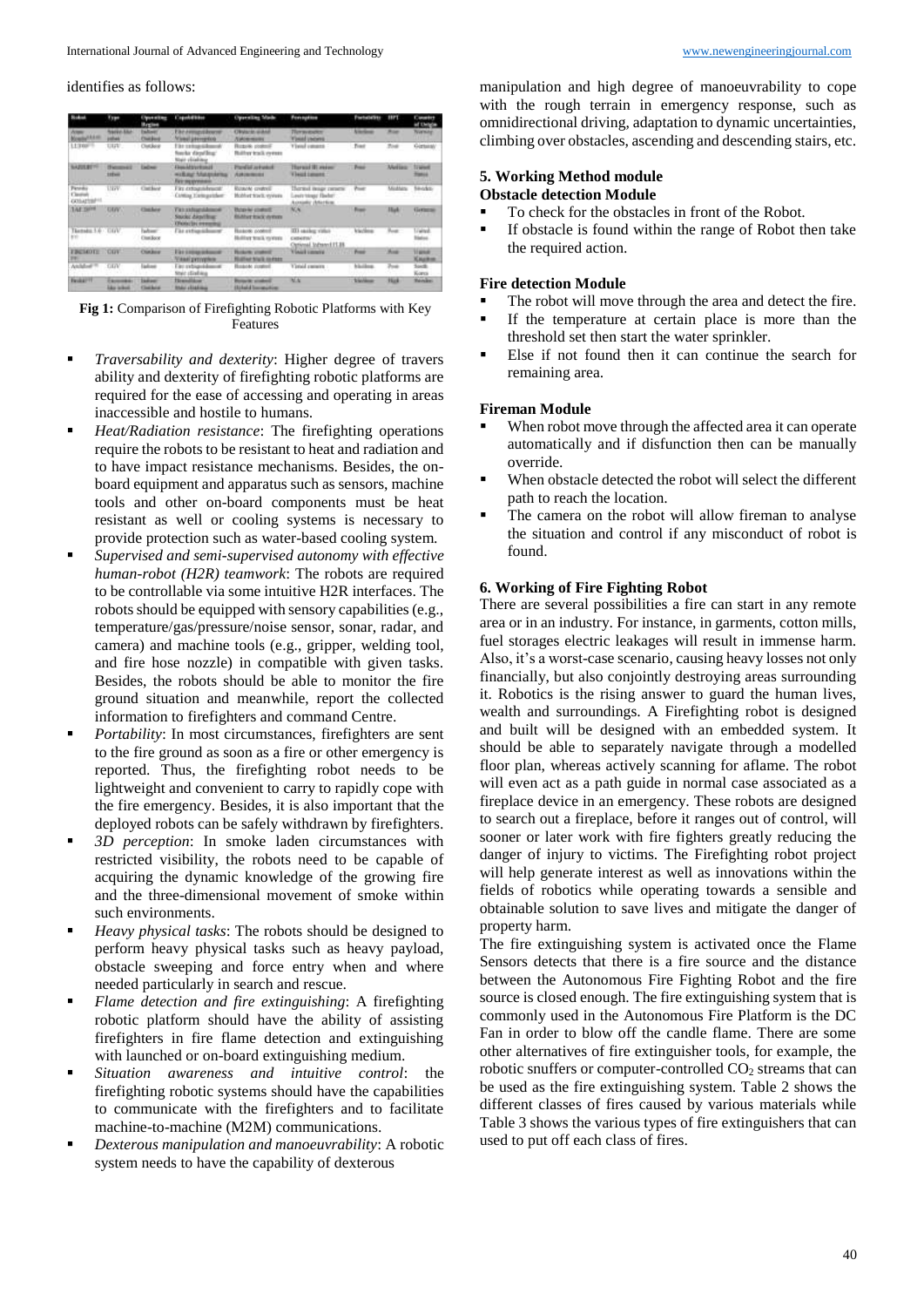identifies as follows:

| Robot | Type | Operating Region | Capabilities | Operating Mode | Perception | Portability | HFT | Country of Origin |
|---|---|---|---|---|---|---|---|---|
| Anna Konda[11] | Snake-like robot | Indoor/Outdoor | Fire extinguishing/Visual perception | Obstacle-aided Autonomous | Thermometer/Visual camera | Medium | Poor | Norway |
| LUF60[?] | UGV | Outdoor | Fire extinguishing/Smoke dispelling/Stair climbing | Remote control/Rubber track system | Visual camera | Poor | Poor | Germany |
| SAFFiR[?] | Humanoid robot | Indoor | Dual-arm walking/Manipulating/Fire suppression | Partial autonomy | Thermal IR stereo/Visual camera | Poor | Medium | United States |
| Firerob/Chinese... | UGV | Outdoor | Fire extinguishing/Cutting/Extinguisher | Remote control/Rubber track system | Thermal image camera/Laser range finder/Acoustic detection | Poor | Medium | Sweden |
| TAF 20[?] | UGV | Outdoor | Fire extinguishing/Smoke dispelling/Obstacles removing | Remote control/Rubber track system | N.A | Poor | High | Germany |
| Thermite 3.0 | UGV | Indoor/Outdoor | Fire extinguishing | Remote control/Rubber track system | 3D analog video camera/Optional Infrared (IR) | Medium | Poor | United States |
| FIREMOTE | UGV | Outdoor | Fire extinguishing/Visual perception | Remote control/Rubber track system | Visual camera | Poor | Poor | United Kingdom |
| Archibot | UGV | Indoor | Fire extinguishing/Stair climbing | Remote control | Visual camera | Medium | Poor | South Korea |
| Firefly | Caterpillar-like robot | Indoor/Outdoor | Stair climbing | Remote control/Hybrid locomotion | N.A | Medium | High | Sweden |

**Fig 1:** Comparison of Firefighting Robotic Platforms with Key Features

- *Traversability and dexterity*: Higher degree of travers ability and dexterity of firefighting robotic platforms are required for the ease of accessing and operating in areas inaccessible and hostile to humans.
- *Heat/Radiation resistance*: The firefighting operations require the robots to be resistant to heat and radiation and to have impact resistance mechanisms. Besides, the on-board equipment and apparatus such as sensors, machine tools and other on-board components must be heat resistant as well or cooling systems is necessary to provide protection such as water-based cooling system.
- *Supervised and semi-supervised autonomy with effective human-robot (H2R) teamwork*: The robots are required to be controllable via some intuitive H2R interfaces. The robots should be equipped with sensory capabilities (e.g., temperature/gas/pressure/noise sensor, sonar, radar, and camera) and machine tools (e.g., gripper, welding tool, and fire hose nozzle) in compatible with given tasks. Besides, the robots should be able to monitor the fire ground situation and meanwhile, report the collected information to firefighters and command Centre.
- *Portability*: In most circumstances, firefighters are sent to the fire ground as soon as a fire or other emergency is reported. Thus, the firefighting robot needs to be lightweight and convenient to carry to rapidly cope with the fire emergency. Besides, it is also important that the deployed robots can be safely withdrawn by firefighters.
- *3D perception*: In smoke laden circumstances with restricted visibility, the robots need to be capable of acquiring the dynamic knowledge of the growing fire and the three-dimensional movement of smoke within such environments.
- *Heavy physical tasks*: The robots should be designed to perform heavy physical tasks such as heavy payload, obstacle sweeping and force entry when and where needed particularly in search and rescue.
- *Flame detection and fire extinguishing*: A firefighting robotic platform should have the ability of assisting firefighters in fire flame detection and extinguishing with launched or on-board extinguishing medium.
- *Situation awareness and intuitive control*: the firefighting robotic systems should have the capabilities to communicate with the firefighters and to facilitate machine-to-machine (M2M) communications.
- *Dexterous manipulation and manoeuvrability*: A robotic system needs to have the capability of dexterous manipulation and high degree of manoeuvrability to cope with the rough terrain in emergency response, such as omnidirectional driving, adaptation to dynamic uncertainties, climbing over obstacles, ascending and descending stairs, etc.

### 5. Working Method module

**Obstacle detection Module**

- To check for the obstacles in front of the Robot.
- If obstacle is found within the range of Robot then take the required action.

**Fire detection Module**

- The robot will move through the area and detect the fire.
- If the temperature at certain place is more than the threshold set then start the water sprinkler.
- Else if not found then it can continue the search for remaining area.

**Fireman Module**

- When robot move through the affected area it can operate automatically and if disfunction then can be manually override.
- When obstacle detected the robot will select the different path to reach the location.
- The camera on the robot will allow fireman to analyse the situation and control if any misconduct of robot is found.

### 6. Working of Fire Fighting Robot

There are several possibilities a fire can start in any remote area or in an industry. For instance, in garments, cotton mills, fuel storages electric leakages will result in immense harm. Also, it's a worst-case scenario, causing heavy losses not only financially, but also conjointly destroying areas surrounding it. Robotics is the rising answer to guard the human lives, wealth and surroundings. A Firefighting robot is designed and built will be designed with an embedded system. It should be able to separately navigate through a modelled floor plan, whereas actively scanning for aflame. The robot will even act as a path guide in normal case associated as a fireplace device in an emergency. These robots are designed to search out a fireplace, before it ranges out of control, will sooner or later work with fire fighters greatly reducing the danger of injury to victims. The Firefighting robot project will help generate interest as well as innovations within the fields of robotics while operating towards a sensible and obtainable solution to save lives and mitigate the danger of property harm.

The fire extinguishing system is activated once the Flame Sensors detects that there is a fire source and the distance between the Autonomous Fire Fighting Robot and the fire source is closed enough. The fire extinguishing system that is commonly used in the Autonomous Fire Platform is the DC Fan in order to blow off the candle flame. There are some other alternatives of fire extinguisher tools, for example, the robotic snuffers or computer-controlled $CO_2$ streams that can be used as the fire extinguishing system. Table 2 shows the different classes of fires caused by various materials while Table 3 shows the various types of fire extinguishers that can used to put off each class of fires.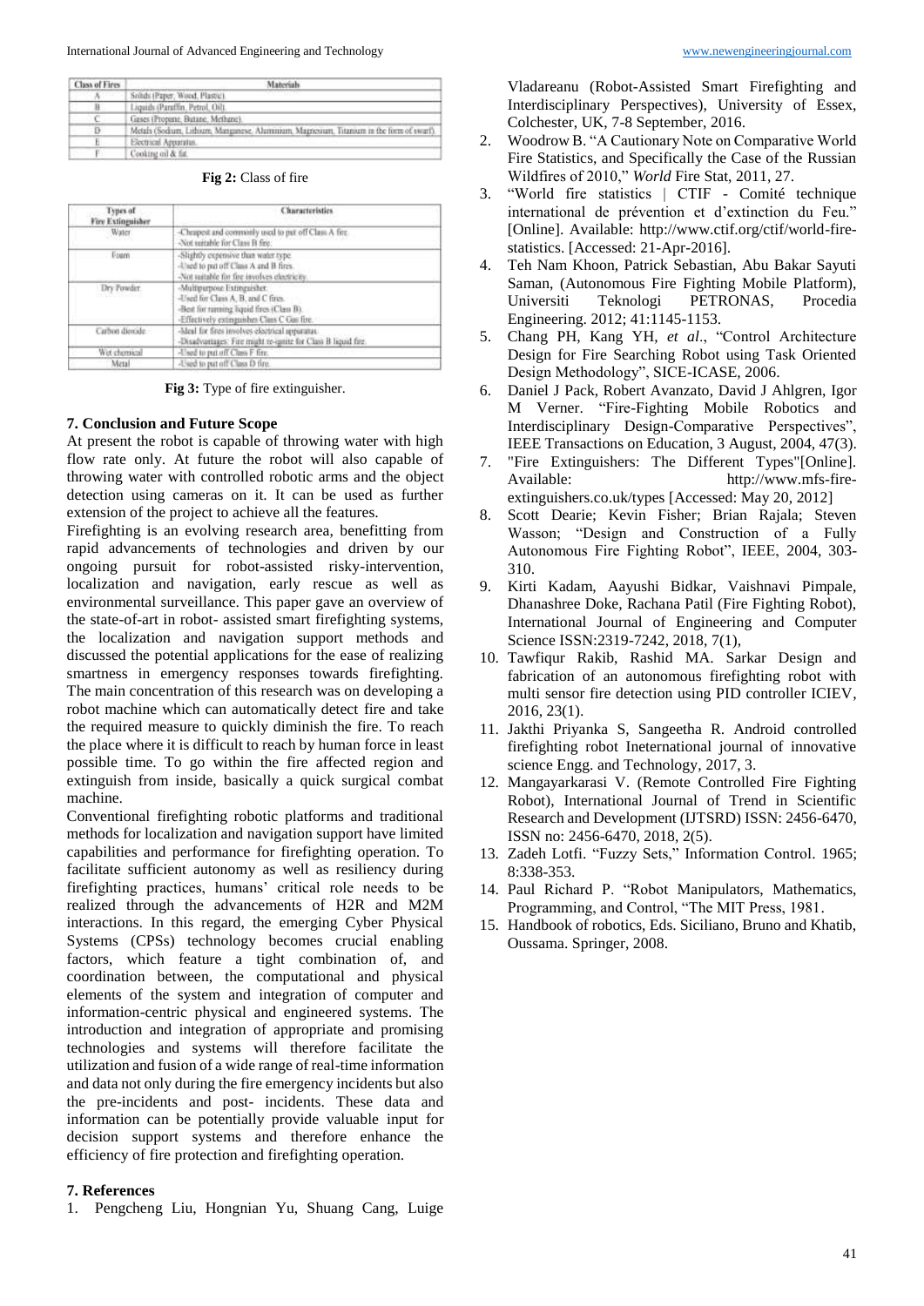| Class of Fires | Materials |
| --- | --- |
| A | Solids (Paper, Wood, Plastic) |
| B | Liquids (Paraffin, Petrol, Oil) |
| C | Gases (Propane, Butane, Methane) |
| D | Metals (Sodium, Lithium, Manganese, Aluminium, Magnesium, Titanium in the form of swarf) |
| E | Electrical Apparatus |
| F | Cooking oil & fat |

**Fig 2:** Class of fire

| Types of Fire Extinguisher | Characteristics |
| --- | --- |
| Water | -Cheapest and commonly used to put off Class A fire. -Not suitable for Class B fire. |
| Foam | -Slightly expensive than water type. -Used to put off Class A and B fires. -Not suitable for fire involves electricity. |
| Dry Powder | -Multipurpose Extinguisher. -Used for Class A, B, and C fires. -Best for running liquid fires (Class B). -Effectively extinguishes Class C Gas fire. |
| Carbon dioxide | -Ideal for fires involves electrical apparatus. -Disadvantages: Fire might re-ignite for Class B liquid fire. |
| Wet chemical | -Used to put off Class F fire. |
| Metal | -Used to put off Class D fire. |

**Fig 3:** Type of fire extinguisher.

## 7. Conclusion and Future Scope

At present the robot is capable of throwing water with high flow rate only. At future the robot will also capable of throwing water with controlled robotic arms and the object detection using cameras on it. It can be used as further extension of the project to achieve all the features.

Firefighting is an evolving research area, benefitting from rapid advancements of technologies and driven by our ongoing pursuit for robot-assisted risky-intervention, localization and navigation, early rescue as well as environmental surveillance. This paper gave an overview of the state-of-art in robot- assisted smart firefighting systems, the localization and navigation support methods and discussed the potential applications for the ease of realizing smartness in emergency responses towards firefighting. The main concentration of this research was on developing a robot machine which can automatically detect fire and take the required measure to quickly diminish the fire. To reach the place where it is difficult to reach by human force in least possible time. To go within the fire affected region and extinguish from inside, basically a quick surgical combat machine.

Conventional firefighting robotic platforms and traditional methods for localization and navigation support have limited capabilities and performance for firefighting operation. To facilitate sufficient autonomy as well as resiliency during firefighting practices, humans' critical role needs to be realized through the advancements of H2R and M2M interactions. In this regard, the emerging Cyber Physical Systems (CPSs) technology becomes crucial enabling factors, which feature a tight combination of, and coordination between, the computational and physical elements of the system and integration of computer and information-centric physical and engineered systems. The introduction and integration of appropriate and promising technologies and systems will therefore facilitate the utilization and fusion of a wide range of real-time information and data not only during the fire emergency incidents but also the pre-incidents and post- incidents. These data and information can be potentially provide valuable input for decision support systems and therefore enhance the efficiency of fire protection and firefighting operation.

## 7. References

1. Pengcheng Liu, Hongnian Yu, Shuang Cang, Luige Vladareanu (Robot-Assisted Smart Firefighting and Interdisciplinary Perspectives), University of Essex, Colchester, UK, 7-8 September, 2016.
2. Woodrow B. "A Cautionary Note on Comparative World Fire Statistics, and Specifically the Case of the Russian Wildfires of 2010," *World* Fire Stat, 2011, 27.
3. "World fire statistics | CTIF - Comité technique international de prévention et d'extinction du Feu." [Online]. Available: http://www.ctif.org/ctif/world-fire-statistics. [Accessed: 21-Apr-2016].
4. Teh Nam Khoon, Patrick Sebastian, Abu Bakar Sayuti Saman, (Autonomous Fire Fighting Mobile Platform), Universiti Teknologi PETRONAS, Procedia Engineering. 2012; 41:1145-1153.
5. Chang PH, Kang YH, *et al*., "Control Architecture Design for Fire Searching Robot using Task Oriented Design Methodology", SICE-ICASE, 2006.
6. Daniel J Pack, Robert Avanzato, David J Ahlgren, Igor M Verner. "Fire-Fighting Mobile Robotics and Interdisciplinary Design-Comparative Perspectives", IEEE Transactions on Education, 3 August, 2004, 47(3).
7. "Fire Extinguishers: The Different Types"[Online]. Available: http://www.mfs-fire-extinguishers.co.uk/types [Accessed: May 20, 2012]
8. Scott Dearie; Kevin Fisher; Brian Rajala; Steven Wasson; "Design and Construction of a Fully Autonomous Fire Fighting Robot", IEEE, 2004, 303-310.
9. Kirti Kadam, Aayushi Bidkar, Vaishnavi Pimpale, Dhanashree Doke, Rachana Patil (Fire Fighting Robot), International Journal of Engineering and Computer Science ISSN:2319-7242, 2018, 7(1),
10. Tawfiqur Rakib, Rashid MA. Sarkar Design and fabrication of an autonomous firefighting robot with multi sensor fire detection using PID controller ICIEV, 2016, 23(1).
11. Jakthi Priyanka S, Sangeetha R. Android controlled firefighting robot Ineternational journal of innovative science Engg. and Technology, 2017, 3.
12. Mangayarkarasi V. (Remote Controlled Fire Fighting Robot), International Journal of Trend in Scientific Research and Development (IJTSRD) ISSN: 2456-6470, ISSN no: 2456-6470, 2018, 2(5).
13. Zadeh Lotfi. "Fuzzy Sets," Information Control. 1965; 8:338-353.
14. Paul Richard P. "Robot Manipulators, Mathematics, Programming, and Control, "The MIT Press, 1981.
15. Handbook of robotics, Eds. Siciliano, Bruno and Khatib, Oussama. Springer, 2008.